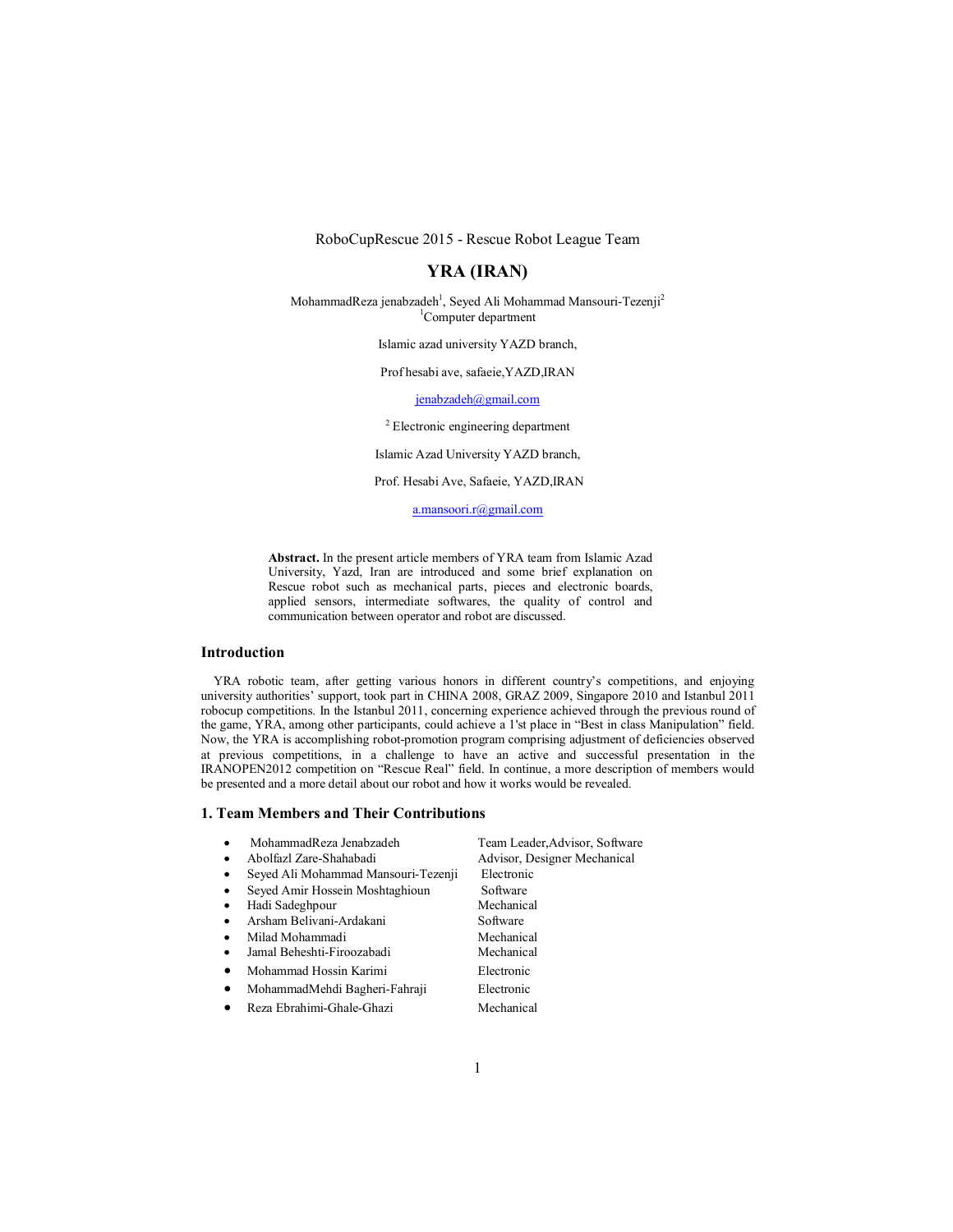RoboCupRescue 2015 - Rescue Robot League Team

# YRA (IRAN)

MohammadReza jenabzadeh[1], Seyed Ali Mohammad Mansouri-Tezenji[2]

[1]Computer department

Islamic azad university YAZD branch,

Prof hesabi ave, safaeie,YAZD,IRAN

jenabzadeh@gmail.com

[2] Electronic engineering department

Islamic Azad University YAZD branch,

Prof. Hesabi Ave, Safaeie, YAZD,IRAN

a.mansoori.r@gmail.com

**Abstract.** In the present article members of YRA team from Islamic Azad University, Yazd, Iran are introduced and some brief explanation on Rescue robot such as mechanical parts, pieces and electronic boards, applied sensors, intermediate softwares, the quality of control and communication between operator and robot are discussed.

## Introduction

YRA robotic team, after getting various honors in different country's competitions, and enjoying university authorities' support, took part in CHINA 2008, GRAZ 2009, Singapore 2010 and Istanbul 2011 robocup competitions. In the Istanbul 2011, concerning experience achieved through the previous round of the game, YRA, among other participants, could achieve a 1'st place in "Best in class Manipulation" field. Now, the YRA is accomplishing robot-promotion program comprising adjustment of deficiencies observed at previous competitions, in a challenge to have an active and successful presentation in the IRANOPEN2012 competition on "Rescue Real" field. In continue, a more description of members would be presented and a more detail about our robot and how it works would be revealed.

## 1. Team Members and Their Contributions

- MohammadReza Jenabzadeh — Team Leader,Advisor, Software
- Abolfazl Zare-Shahabadi — Advisor, Designer Mechanical
- Seyed Ali Mohammad Mansouri-Tezenji — Electronic
- Seyed Amir Hossein Moshtaghioun — Software
- Hadi Sadeghpour — Mechanical
- Arsham Belivani-Ardakani — Software
- Milad Mohammadi — Mechanical
- Jamal Beheshti-Firoozabadi — Mechanical
- Mohammad Hossin Karimi — Electronic
- MohammadMehdi Bagheri-Fahraji — Electronic
- Reza Ebrahimi-Ghale-Ghazi — Mechanical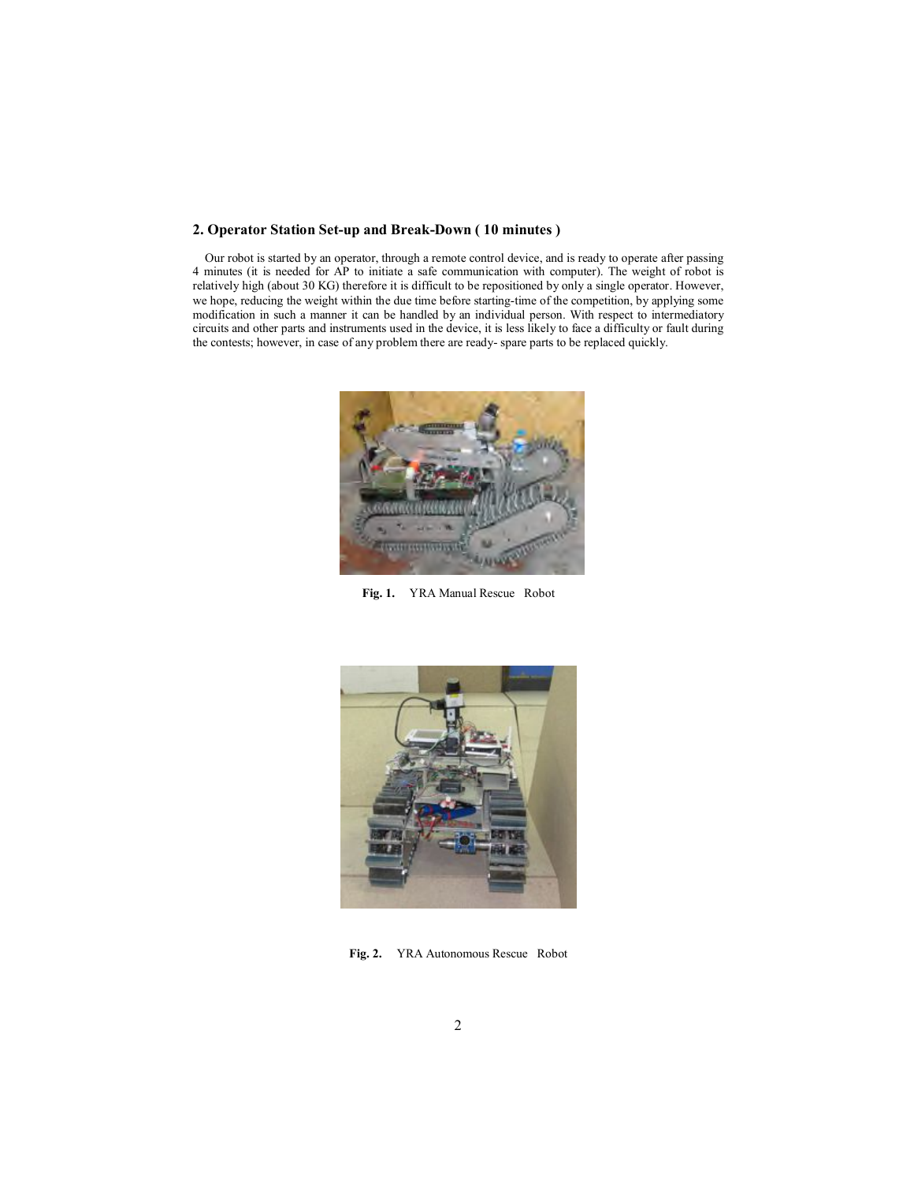## 2. Operator Station Set-up and Break-Down ( 10 minutes )

Our robot is started by an operator, through a remote control device, and is ready to operate after passing 4 minutes (it is needed for AP to initiate a safe communication with computer). The weight of robot is relatively high (about 30 KG) therefore it is difficult to be repositioned by only a single operator. However, we hope, reducing the weight within the due time before starting-time of the competition, by applying some modification in such a manner it can be handled by an individual person. With respect to intermediatory circuits and other parts and instruments used in the device, it is less likely to face a difficulty or fault during the contests; however, in case of any problem there are ready- spare parts to be replaced quickly.

**Fig. 1.** YRA Manual Rescue Robot

**Fig. 2.** YRA Autonomous Rescue Robot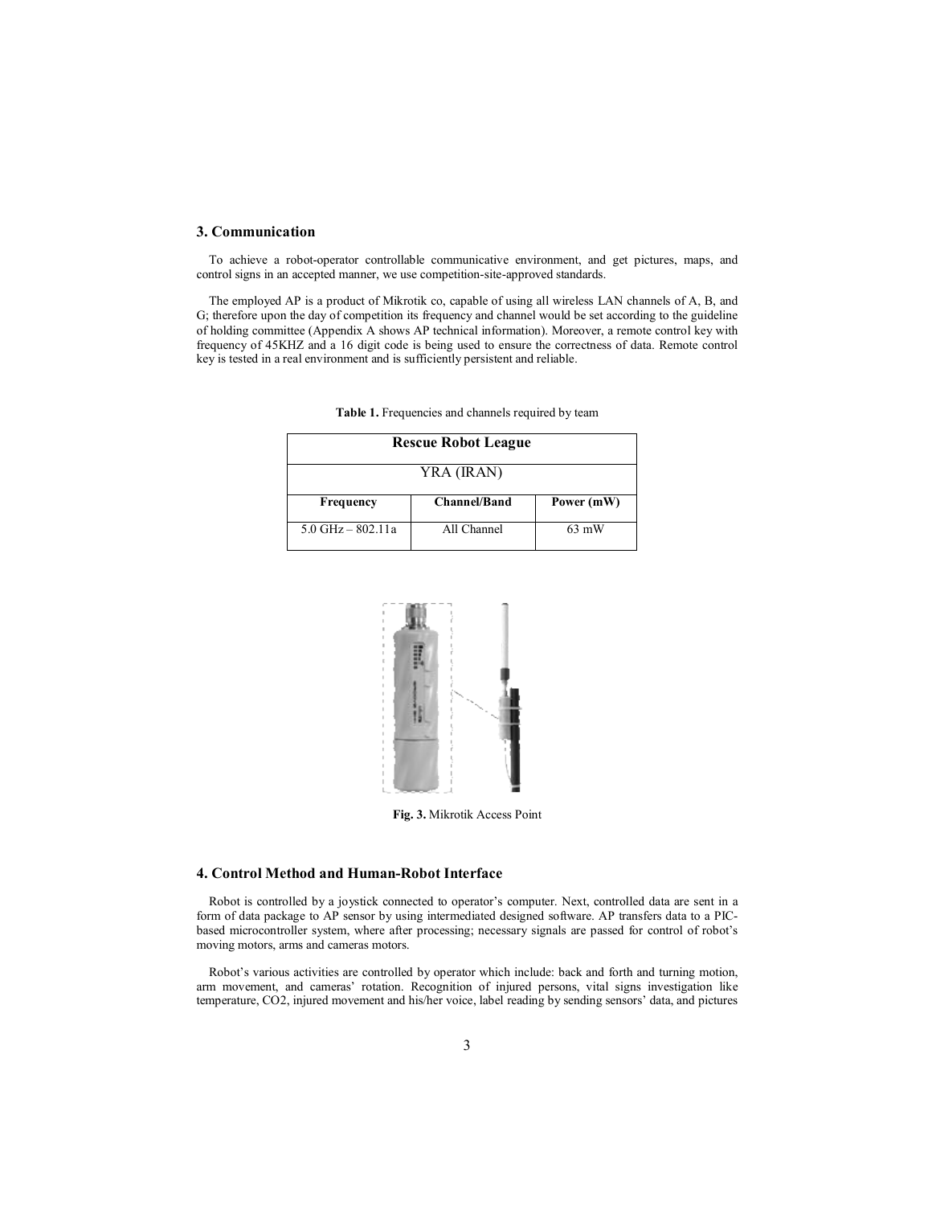## 3. Communication

To achieve a robot-operator controllable communicative environment, and get pictures, maps, and control signs in an accepted manner, we use competition-site-approved standards.

The employed AP is a product of Mikrotik co, capable of using all wireless LAN channels of A, B, and G; therefore upon the day of competition its frequency and channel would be set according to the guideline of holding committee (Appendix A shows AP technical information). Moreover, a remote control key with frequency of 45KHZ and a 16 digit code is being used to ensure the correctness of data. Remote control key is tested in a real environment and is sufficiently persistent and reliable.

**Table 1.** Frequencies and channels required by team

| Rescue Robot League | | |
|---|---|---|
| YRA (IRAN) | | |
| **Frequency** | **Channel/Band** | **Power (mW)** |
| 5.0 GHz – 802.11a | All Channel | 63 mW |

**Fig. 3.** Mikrotik Access Point

## 4. Control Method and Human-Robot Interface

Robot is controlled by a joystick connected to operator's computer. Next, controlled data are sent in a form of data package to AP sensor by using intermediated designed software. AP transfers data to a PIC-based microcontroller system, where after processing; necessary signals are passed for control of robot's moving motors, arms and cameras motors.

Robot's various activities are controlled by operator which include: back and forth and turning motion, arm movement, and cameras' rotation. Recognition of injured persons, vital signs investigation like temperature, $CO_2$, injured movement and his/her voice, label reading by sending sensors' data, and pictures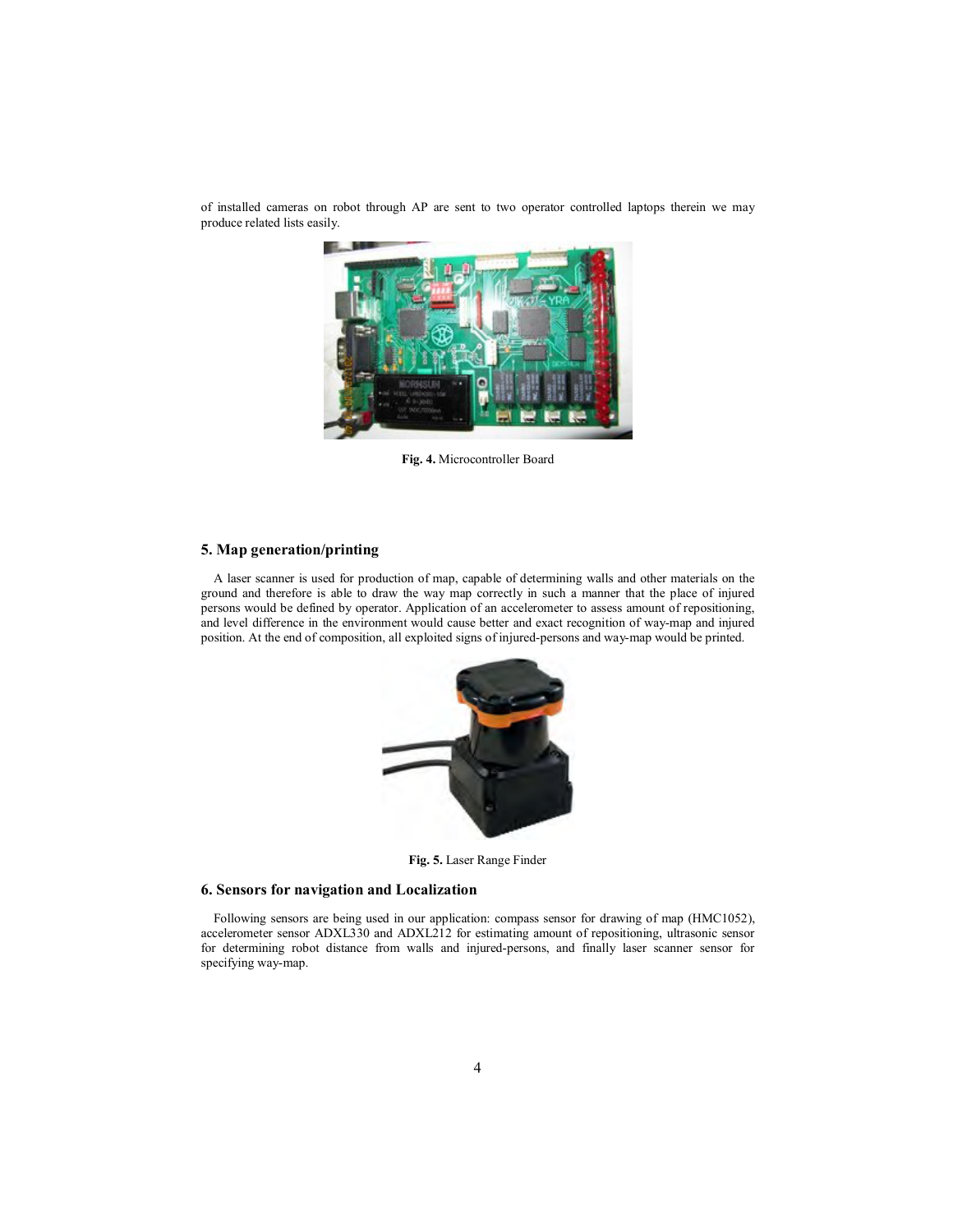of installed cameras on robot through AP are sent to two operator controlled laptops therein we may produce related lists easily.

**Fig. 4.** Microcontroller Board

## 5. Map generation/printing

A laser scanner is used for production of map, capable of determining walls and other materials on the ground and therefore is able to draw the way map correctly in such a manner that the place of injured persons would be defined by operator. Application of an accelerometer to assess amount of repositioning, and level difference in the environment would cause better and exact recognition of way-map and injured position. At the end of composition, all exploited signs of injured-persons and way-map would be printed.

**Fig. 5.** Laser Range Finder

## 6. Sensors for navigation and Localization

Following sensors are being used in our application: compass sensor for drawing of map (HMC1052), accelerometer sensor ADXL330 and ADXL212 for estimating amount of repositioning, ultrasonic sensor for determining robot distance from walls and injured-persons, and finally laser scanner sensor for specifying way-map.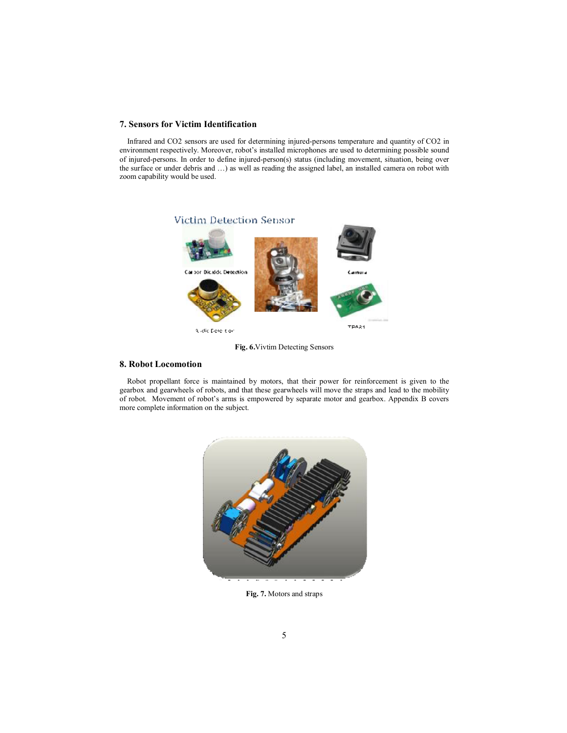## 7. Sensors for Victim Identification

Infrared and $CO_2$ sensors are used for determining injured-persons temperature and quantity of $CO_2$ in environment respectively. Moreover, robot's installed microphones are used to determining possible sound of injured-persons. In order to define injured-person(s) status (including movement, situation, being over the surface or under debris and …) as well as reading the assigned label, an installed camera on robot with zoom capability would be used.

**Fig. 6.**Vivtim Detecting Sensors

## 8. Robot Locomotion

Robot propellant force is maintained by motors, that their power for reinforcement is given to the gearbox and gearwheels of robots, and that these gearwheels will move the straps and lead to the mobility of robot. Movement of robot's arms is empowered by separate motor and gearbox. Appendix B covers more complete information on the subject.

**Fig. 7.** Motors and straps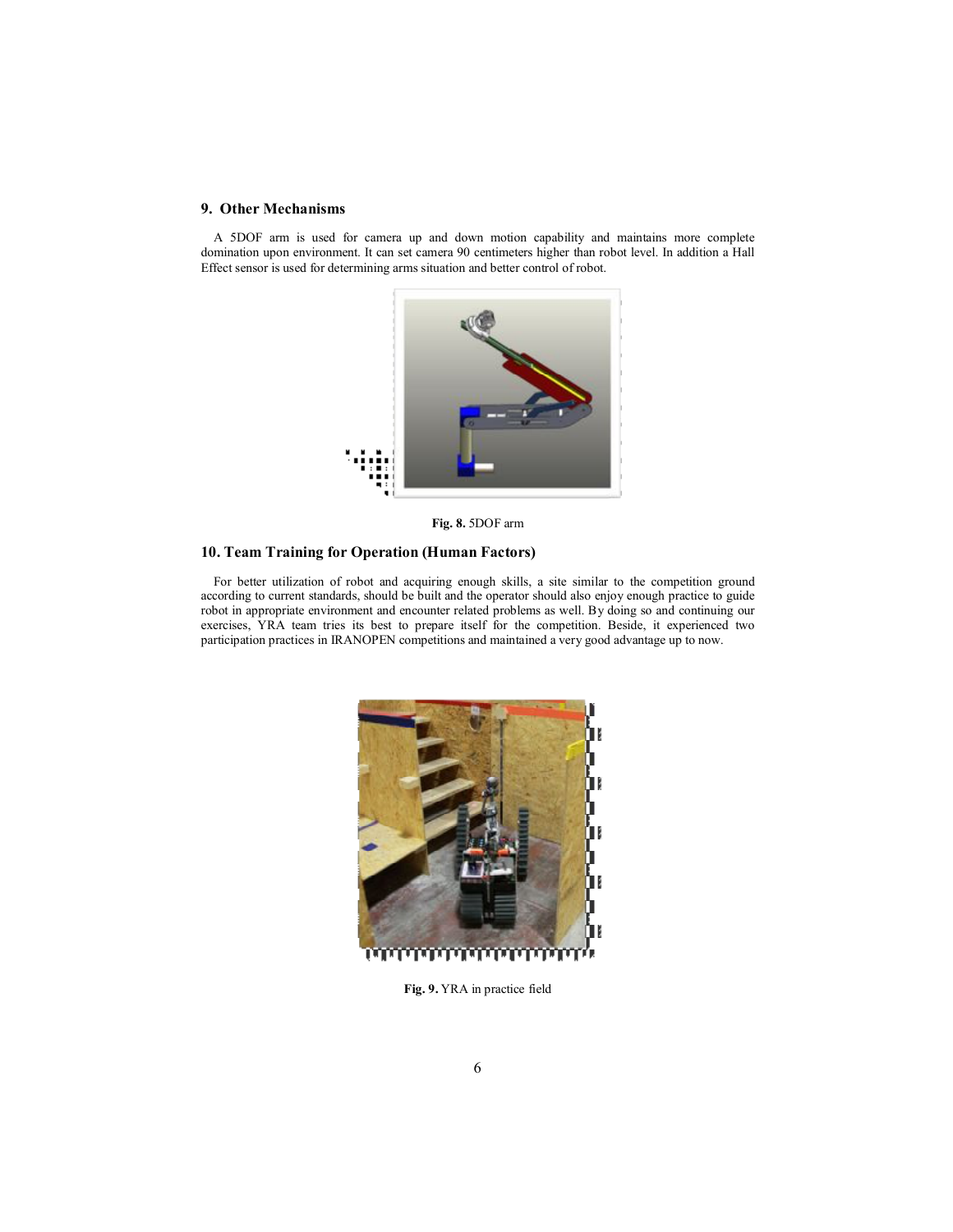## 9. Other Mechanisms

A 5DOF arm is used for camera up and down motion capability and maintains more complete domination upon environment. It can set camera 90 centimeters higher than robot level. In addition a Hall Effect sensor is used for determining arms situation and better control of robot.

**Fig. 8.** 5DOF arm

## 10. Team Training for Operation (Human Factors)

For better utilization of robot and acquiring enough skills, a site similar to the competition ground according to current standards, should be built and the operator should also enjoy enough practice to guide robot in appropriate environment and encounter related problems as well. By doing so and continuing our exercises, YRA team tries its best to prepare itself for the competition. Beside, it experienced two participation practices in IRANOPEN competitions and maintained a very good advantage up to now.

**Fig. 9.** YRA in practice field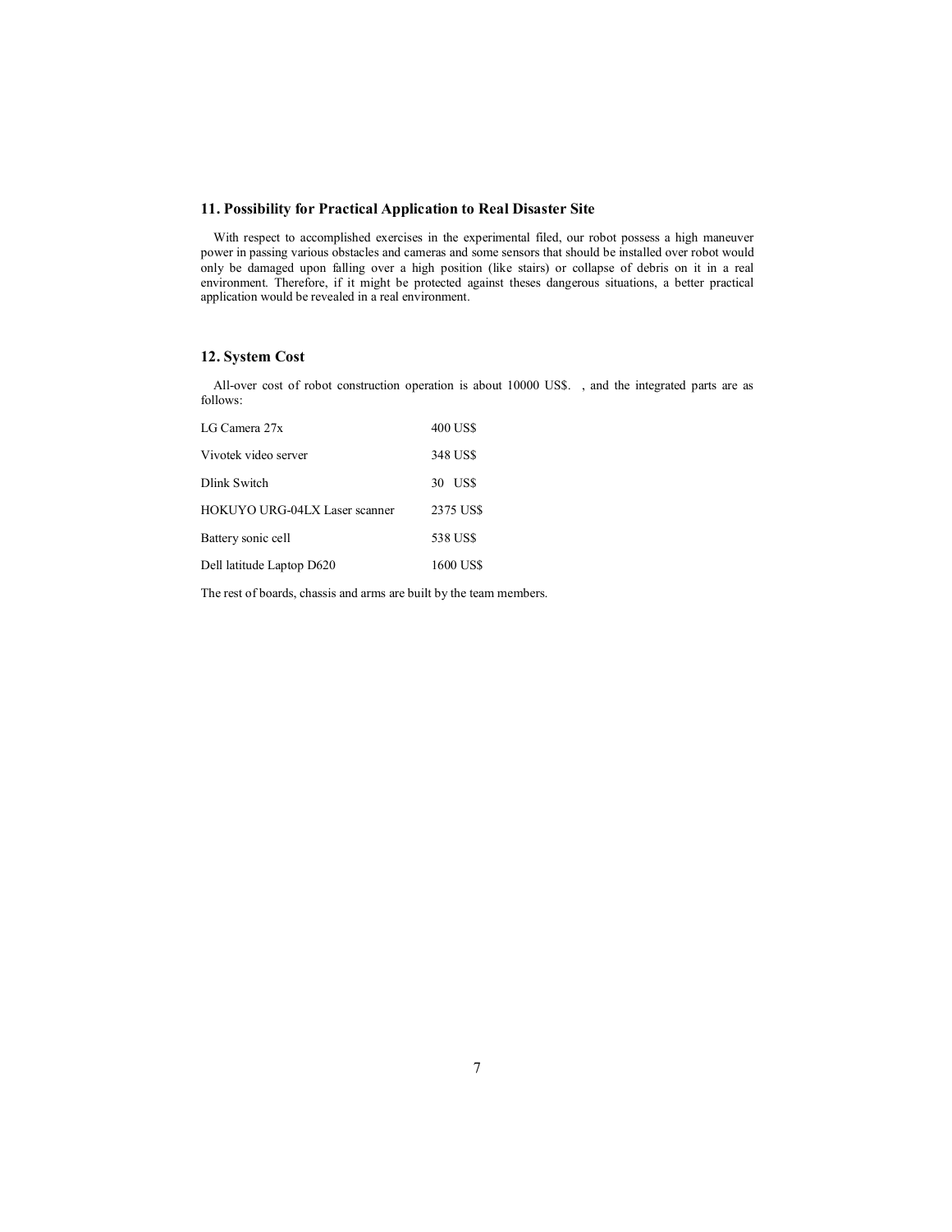## 11. Possibility for Practical Application to Real Disaster Site

With respect to accomplished exercises in the experimental filed, our robot possess a high maneuver power in passing various obstacles and cameras and some sensors that should be installed over robot would only be damaged upon falling over a high position (like stairs) or collapse of debris on it in a real environment. Therefore, if it might be protected against theses dangerous situations, a better practical application would be revealed in a real environment.

## 12. System Cost

All-over cost of robot construction operation is about 10000 US$. , and the integrated parts are as follows:

| | |
|---|---|
| LG Camera 27x | 400 US$ |
| Vivotek video server | 348 US$ |
| Dlink Switch | 30 US$ |
| HOKUYO URG-04LX Laser scanner | 2375 US$ |
| Battery sonic cell | 538 US$ |
| Dell latitude Laptop D620 | 1600 US$ |

The rest of boards, chassis and arms are built by the team members.